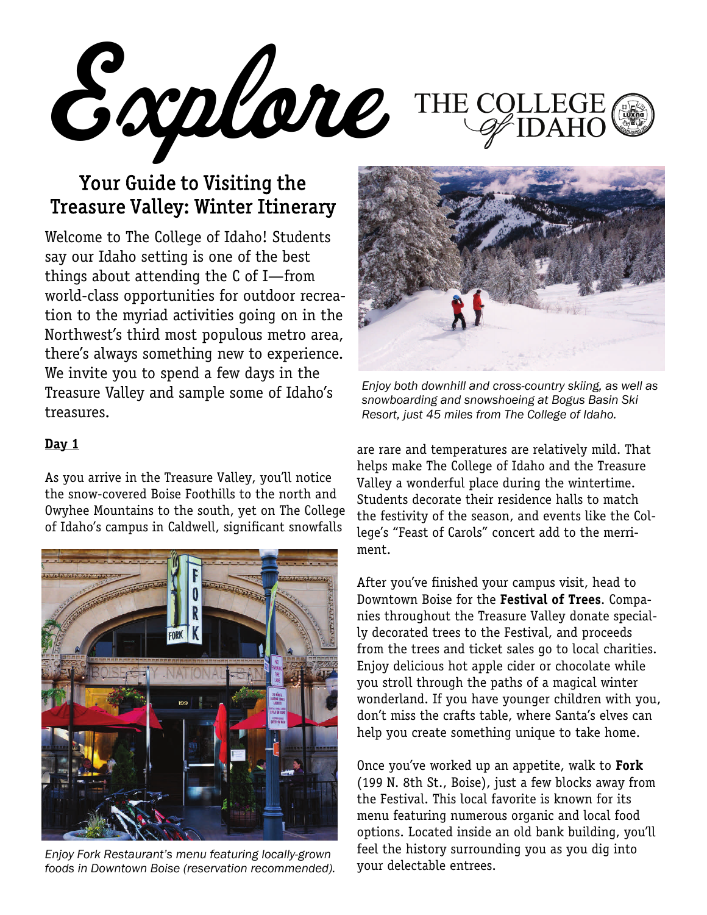# Explore THE COLLEGE of IDAHO

## Your Guide to Visiting the Treasure Valley: Winter Itinerary

Welcome to The College of Idaho! Students say our Idaho setting is one of the best things about attending the C of I—from world-class opportunities for outdoor recreation to the myriad activities going on in the Northwest's third most populous metro area, there's always something new to experience. We invite you to spend a few days in the Treasure Valley and sample some of Idaho's treasures.

*Enjoy both downhill and cross-country skiing, as well as snowboarding and snowshoeing at Bogus Basin Ski Resort, just 45 miles from The College of Idaho.*

**Day 1**

As you arrive in the Treasure Valley, you'll notice the snow-covered Boise Foothills to the north and Owyhee Mountains to the south, yet on The College of Idaho's campus in Caldwell, significant snowfalls are rare and temperatures are relatively mild. That helps make The College of Idaho and the Treasure Valley a wonderful place during the wintertime. Students decorate their residence halls to match the festivity of the season, and events like the College's "Feast of Carols" concert add to the merriment.

*Enjoy Fork Restaurant's menu featuring locally-grown foods in Downtown Boise (reservation recommended).*

After you've finished your campus visit, head to Downtown Boise for the **Festival of Trees**. Companies throughout the Treasure Valley donate specially decorated trees to the Festival, and proceeds from the trees and ticket sales go to local charities. Enjoy delicious hot apple cider or chocolate while you stroll through the paths of a magical winter wonderland. If you have younger children with you, don't miss the crafts table, where Santa's elves can help you create something unique to take home.

Once you've worked up an appetite, walk to **Fork** (199 N. 8th St., Boise), just a few blocks away from the Festival. This local favorite is known for its menu featuring numerous organic and local food options. Located inside an old bank building, you'll feel the history surrounding you as you dig into your delectable entrees.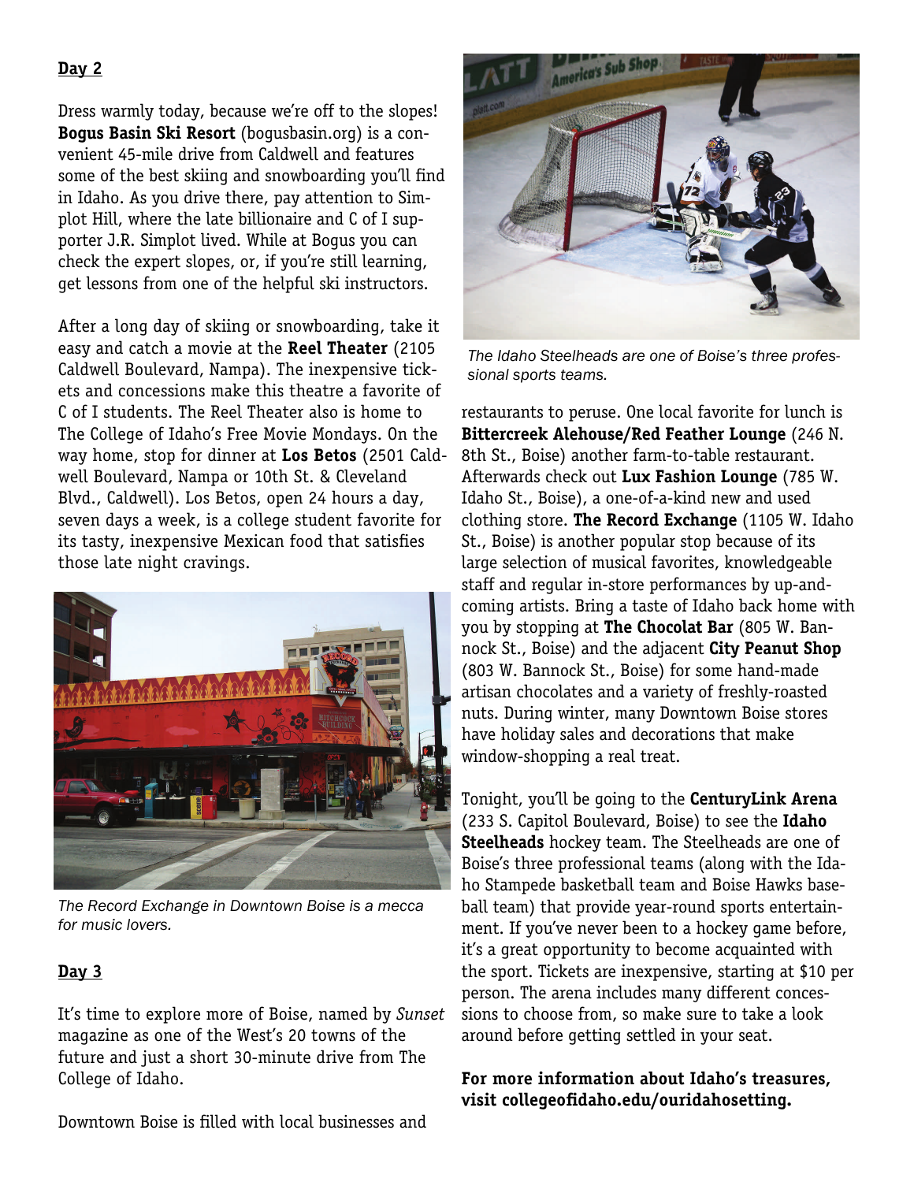## Day 2

Dress warmly today, because we're off to the slopes! **Bogus Basin Ski Resort** (bogusbasin.org) is a convenient 45-mile drive from Caldwell and features some of the best skiing and snowboarding you'll find in Idaho. As you drive there, pay attention to Simplot Hill, where the late billionaire and C of I supporter J.R. Simplot lived. While at Bogus you can check the expert slopes, or, if you're still learning, get lessons from one of the helpful ski instructors.

After a long day of skiing or snowboarding, take it easy and catch a movie at the **Reel Theater** (2105 Caldwell Boulevard, Nampa). The inexpensive tickets and concessions make this theatre a favorite of C of I students. The Reel Theater also is home to The College of Idaho's Free Movie Mondays. On the way home, stop for dinner at **Los Betos** (2501 Caldwell Boulevard, Nampa or 10th St. & Cleveland Blvd., Caldwell). Los Betos, open 24 hours a day, seven days a week, is a college student favorite for its tasty, inexpensive Mexican food that satisfies those late night cravings.

*The Record Exchange in Downtown Boise is a mecca for music lovers.*

## Day 3

It's time to explore more of Boise, named by *Sunset* magazine as one of the West's 20 towns of the future and just a short 30-minute drive from The College of Idaho.

Downtown Boise is filled with local businesses and restaurants to peruse. One local favorite for lunch is **Bittercreek Alehouse/Red Feather Lounge** (246 N. 8th St., Boise) another farm-to-table restaurant. Afterwards check out **Lux Fashion Lounge** (785 W. Idaho St., Boise), a one-of-a-kind new and used clothing store. **The Record Exchange** (1105 W. Idaho St., Boise) is another popular stop because of its large selection of musical favorites, knowledgeable staff and regular in-store performances by up-and-coming artists. Bring a taste of Idaho back home with you by stopping at **The Chocolat Bar** (805 W. Bannock St., Boise) and the adjacent **City Peanut Shop** (803 W. Bannock St., Boise) for some hand-made artisan chocolates and a variety of freshly-roasted nuts. During winter, many Downtown Boise stores have holiday sales and decorations that make window-shopping a real treat.

*The Idaho Steelheads are one of Boise's three professional sports teams.*

Tonight, you'll be going to the **CenturyLink Arena** (233 S. Capitol Boulevard, Boise) to see the **Idaho Steelheads** hockey team. The Steelheads are one of Boise's three professional teams (along with the Idaho Stampede basketball team and Boise Hawks baseball team) that provide year-round sports entertainment. If you've never been to a hockey game before, it's a great opportunity to become acquainted with the sport. Tickets are inexpensive, starting at $10 per person. The arena includes many different concessions to choose from, so make sure to take a look around before getting settled in your seat.

**For more information about Idaho's treasures, visit collegeofidaho.edu/ouridahosetting.**